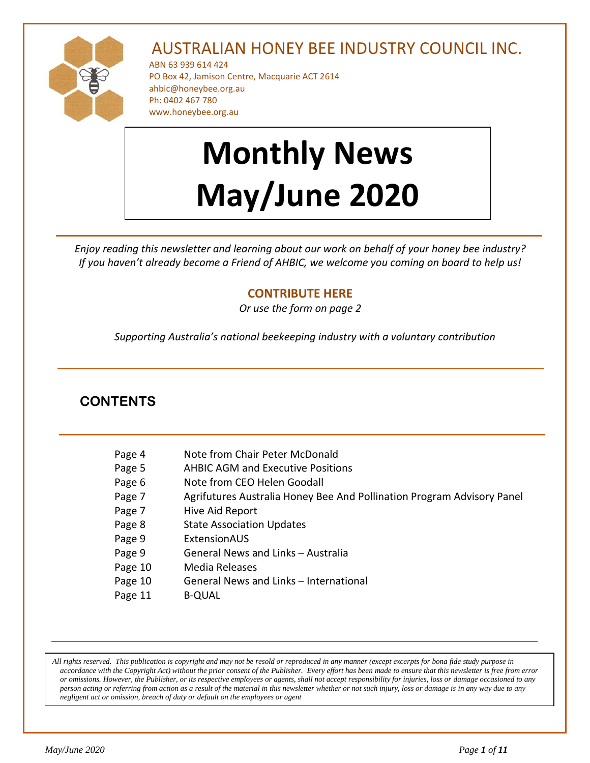# AUSTRALIAN HONEY BEE INDUSTRY COUNCIL INC.

ABN 63 939 614 424
PO Box 42, Jamison Centre, Macquarie ACT 2614
ahbic@honeybee.org.au
Ph: 0402 467 780
www.honeybee.org.au

# Monthly News May/June 2020

*Enjoy reading this newsletter and learning about our work on behalf of your honey bee industry? If you haven't already become a Friend of AHBIC, we welcome you coming on board to help us!*

**CONTRIBUTE HERE**

*Or use the form on page 2*

*Supporting Australia's national beekeeping industry with a voluntary contribution*

## CONTENTS

| | |
|---|---|
| Page 4 | Note from Chair Peter McDonald |
| Page 5 | AHBIC AGM and Executive Positions |
| Page 6 | Note from CEO Helen Goodall |
| Page 7 | Agrifutures Australia Honey Bee And Pollination Program Advisory Panel |
| Page 7 | Hive Aid Report |
| Page 8 | State Association Updates |
| Page 9 | ExtensionAUS |
| Page 9 | General News and Links – Australia |
| Page 10 | Media Releases |
| Page 10 | General News and Links – International |
| Page 11 | B-QUAL |

*All rights reserved. This publication is copyright and may not be resold or reproduced in any manner (except excerpts for bona fide study purpose in accordance with the Copyright Act) without the prior consent of the Publisher. Every effort has been made to ensure that this newsletter is free from error or omissions. However, the Publisher, or its respective employees or agents, shall not accept responsibility for injuries, loss or damage occasioned to any person acting or referring from action as a result of the material in this newsletter whether or not such injury, loss or damage is in any way due to any negligent act or omission, breach of duty or default on the employees or agent*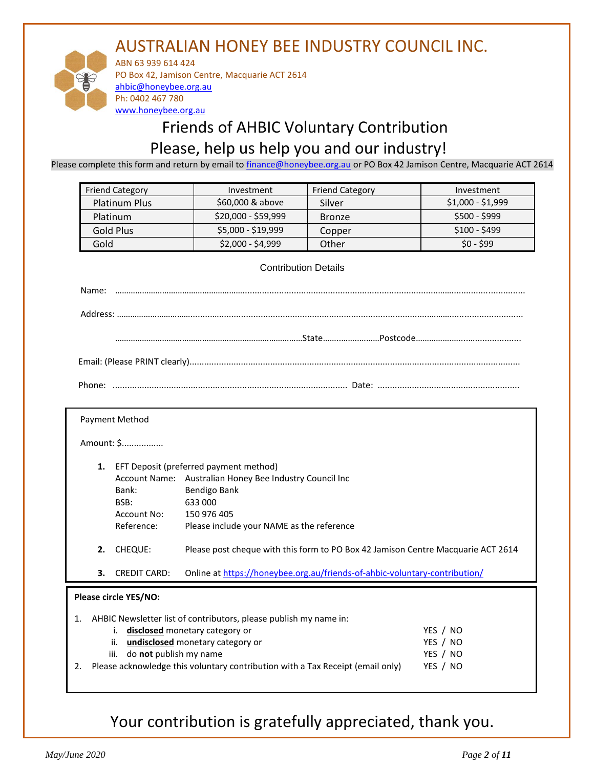# AUSTRALIAN HONEY BEE INDUSTRY COUNCIL INC.

ABN 63 939 614 424
PO Box 42, Jamison Centre, Macquarie ACT 2614
ahbic@honeybee.org.au
Ph: 0402 467 780
www.honeybee.org.au

## Friends of AHBIC Voluntary Contribution
## Please, help us help you and our industry!

Please complete this form and return by email to finance@honeybee.org.au or PO Box 42 Jamison Centre, Macquarie ACT 2614

| Friend Category | Investment | Friend Category | Investment |
|---|---|---|---|
| Platinum Plus | $60,000 & above | Silver | $1,000 - $1,999 |
| Platinum | $20,000 - $59,999 | Bronze | $500 - $999 |
| Gold Plus | $5,000 - $19,999 | Copper | $100 - $499 |
| Gold | $2,000 - $4,999 | Other | $0 - $99 |

### Contribution Details

Name: ……………………………………………………………………………………………………………

Address: ……………………………………………………………………………………………………………

……………………………………………………State……………………Postcode……………………………

Email: (Please PRINT clearly)……………………………………………………………………………………

Phone: ……………………………………………………………… Date: ………………………………………

**Payment Method**

Amount: $................

1. EFT Deposit (preferred payment method)
   Account Name: Australian Honey Bee Industry Council Inc
   Bank: Bendigo Bank
   BSB: 633 000
   Account No: 150 976 405
   Reference: Please include your NAME as the reference
2. CHEQUE: Please post cheque with this form to PO Box 42 Jamison Centre Macquarie ACT 2614
3. CREDIT CARD: Online at https://honeybee.org.au/friends-of-ahbic-voluntary-contribution/

**Please circle YES/NO:**

1. AHBIC Newsletter list of contributors, please publish my name in:
   i. **disclosed** monetary category or — YES / NO
   ii. **undisclosed** monetary category or — YES / NO
   iii. do **not** publish my name — YES / NO
2. Please acknowledge this voluntary contribution with a Tax Receipt (email only) — YES / NO

Your contribution is gratefully appreciated, thank you.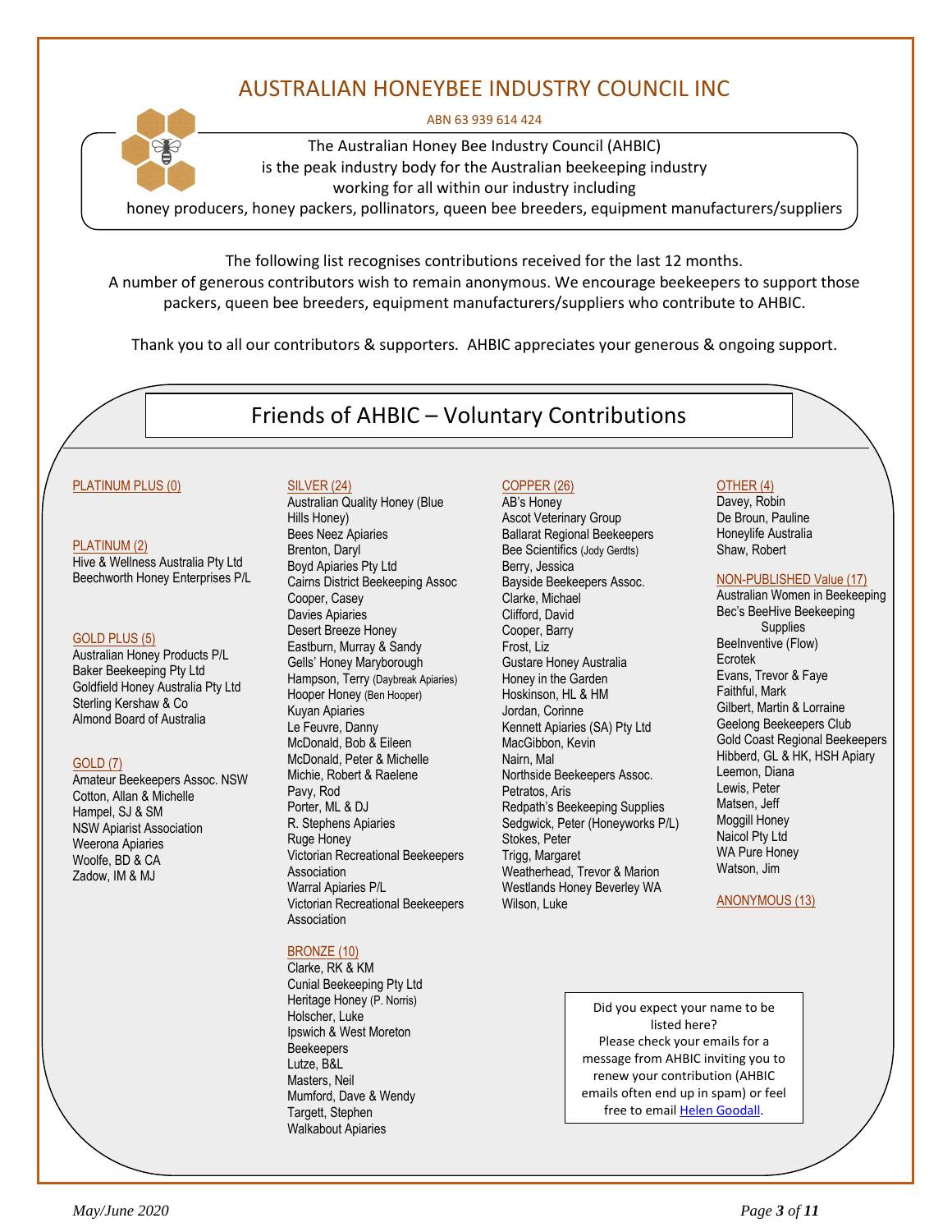# AUSTRALIAN HONEYBEE INDUSTRY COUNCIL INC

ABN 63 939 614 424

The Australian Honey Bee Industry Council (AHBIC)
is the peak industry body for the Australian beekeeping industry
working for all within our industry including
honey producers, honey packers, pollinators, queen bee breeders, equipment manufacturers/suppliers

The following list recognises contributions received for the last 12 months.
A number of generous contributors wish to remain anonymous. We encourage beekeepers to support those packers, queen bee breeders, equipment manufacturers/suppliers who contribute to AHBIC.

Thank you to all our contributors & supporters. AHBIC appreciates your generous & ongoing support.

## Friends of AHBIC – Voluntary Contributions

**PLATINUM PLUS (0)**

**PLATINUM (2)**
Hive & Wellness Australia Pty Ltd
Beechworth Honey Enterprises P/L

**GOLD PLUS (5)**
Australian Honey Products P/L
Baker Beekeeping Pty Ltd
Goldfield Honey Australia Pty Ltd
Sterling Kershaw & Co
Almond Board of Australia

**GOLD (7)**
Amateur Beekeepers Assoc. NSW
Cotton, Allan & Michelle
Hampel, SJ & SM
NSW Apiarist Association
Weerona Apiaries
Woolfe, BD & CA
Zadow, IM & MJ

**SILVER (24)**
Australian Quality Honey (Blue Hills Honey)
Bees Neez Apiaries
Brenton, Daryl
Boyd Apiaries Pty Ltd
Cairns District Beekeeping Assoc
Cooper, Casey
Davies Apiaries
Desert Breeze Honey
Eastburn, Murray & Sandy
Gells' Honey Maryborough
Hampson, Terry (Daybreak Apiaries)
Hooper Honey (Ben Hooper)
Kuyan Apiaries
Le Feuvre, Danny
McDonald, Bob & Eileen
McDonald, Peter & Michelle
Michie, Robert & Raelene
Pavy, Rod
Porter, ML & DJ
R. Stephens Apiaries
Ruge Honey
Victorian Recreational Beekeepers Association
Warral Apiaries P/L
Victorian Recreational Beekeepers Association

**BRONZE (10)**
Clarke, RK & KM
Cunial Beekeeping Pty Ltd
Heritage Honey (P. Norris)
Holscher, Luke
Ipswich & West Moreton Beekeepers
Lutze, B&L
Masters, Neil
Mumford, Dave & Wendy
Targett, Stephen
Walkabout Apiaries

**COPPER (26)**
AB's Honey
Ascot Veterinary Group
Ballarat Regional Beekeepers
Bee Scientifics (Jody Gerdts)
Berry, Jessica
Bayside Beekeepers Assoc.
Clarke, Michael
Clifford, David
Cooper, Barry
Frost, Liz
Gustare Honey Australia
Honey in the Garden
Hoskinson, HL & HM
Jordan, Corinne
Kennett Apiaries (SA) Pty Ltd
MacGibbon, Kevin
Nairn, Mal
Northside Beekeepers Assoc.
Petratos, Aris
Redpath's Beekeeping Supplies
Sedgwick, Peter (Honeyworks P/L)
Stokes, Peter
Trigg, Margaret
Weatherhead, Trevor & Marion
Westlands Honey Beverley WA
Wilson, Luke

**OTHER (4)**
Davey, Robin
De Broun, Pauline
Honeylife Australia
Shaw, Robert

**NON-PUBLISHED Value (17)**
Australian Women in Beekeeping
Bec's BeeHive Beekeeping Supplies
BeeInventive (Flow)
Ecrotek
Evans, Trevor & Faye
Faithful, Mark
Gilbert, Martin & Lorraine
Geelong Beekeepers Club
Gold Coast Regional Beekeepers
Hibberd, GL & HK, HSH Apiary
Leemon, Diana
Lewis, Peter
Matsen, Jeff
Moggill Honey
Naicol Pty Ltd
WA Pure Honey
Watson, Jim

**ANONYMOUS (13)**

Did you expect your name to be listed here?
Please check your emails for a message from AHBIC inviting you to renew your contribution (AHBIC emails often end up in spam) or feel free to email Helen Goodall.

*May/June 2020*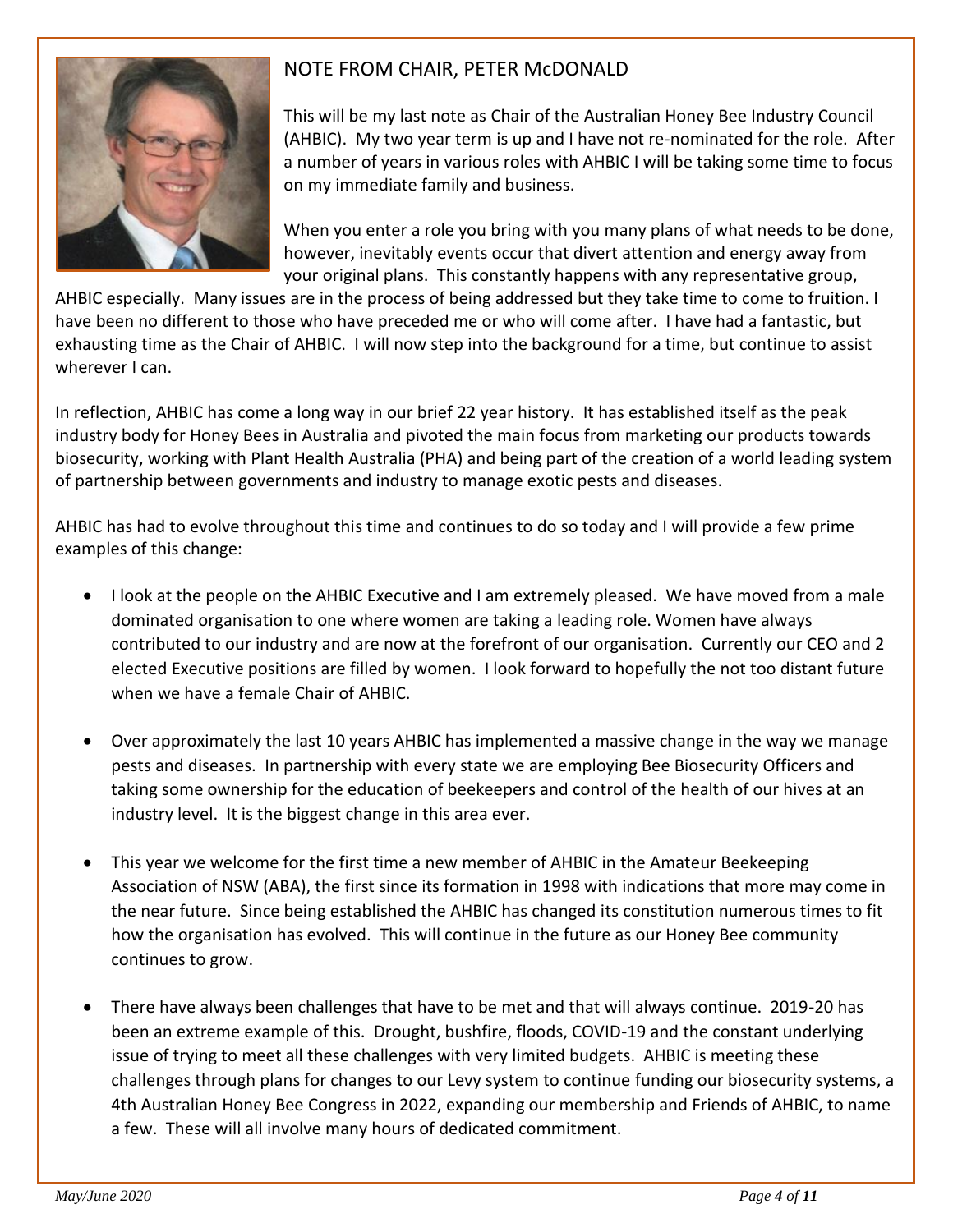## NOTE FROM CHAIR, PETER McDONALD

This will be my last note as Chair of the Australian Honey Bee Industry Council (AHBIC). My two year term is up and I have not re-nominated for the role. After a number of years in various roles with AHBIC I will be taking some time to focus on my immediate family and business.

When you enter a role you bring with you many plans of what needs to be done, however, inevitably events occur that divert attention and energy away from your original plans. This constantly happens with any representative group, AHBIC especially. Many issues are in the process of being addressed but they take time to come to fruition. I have been no different to those who have preceded me or who will come after. I have had a fantastic, but exhausting time as the Chair of AHBIC. I will now step into the background for a time, but continue to assist wherever I can.

In reflection, AHBIC has come a long way in our brief 22 year history. It has established itself as the peak industry body for Honey Bees in Australia and pivoted the main focus from marketing our products towards biosecurity, working with Plant Health Australia (PHA) and being part of the creation of a world leading system of partnership between governments and industry to manage exotic pests and diseases.

AHBIC has had to evolve throughout this time and continues to do so today and I will provide a few prime examples of this change:

- I look at the people on the AHBIC Executive and I am extremely pleased. We have moved from a male dominated organisation to one where women are taking a leading role. Women have always contributed to our industry and are now at the forefront of our organisation. Currently our CEO and 2 elected Executive positions are filled by women. I look forward to hopefully the not too distant future when we have a female Chair of AHBIC.

- Over approximately the last 10 years AHBIC has implemented a massive change in the way we manage pests and diseases. In partnership with every state we are employing Bee Biosecurity Officers and taking some ownership for the education of beekeepers and control of the health of our hives at an industry level. It is the biggest change in this area ever.

- This year we welcome for the first time a new member of AHBIC in the Amateur Beekeeping Association of NSW (ABA), the first since its formation in 1998 with indications that more may come in the near future. Since being established the AHBIC has changed its constitution numerous times to fit how the organisation has evolved. This will continue in the future as our Honey Bee community continues to grow.

- There have always been challenges that have to be met and that will always continue. 2019-20 has been an extreme example of this. Drought, bushfire, floods, COVID-19 and the constant underlying issue of trying to meet all these challenges with very limited budgets. AHBIC is meeting these challenges through plans for changes to our Levy system to continue funding our biosecurity systems, a 4th Australian Honey Bee Congress in 2022, expanding our membership and Friends of AHBIC, to name a few. These will all involve many hours of dedicated commitment.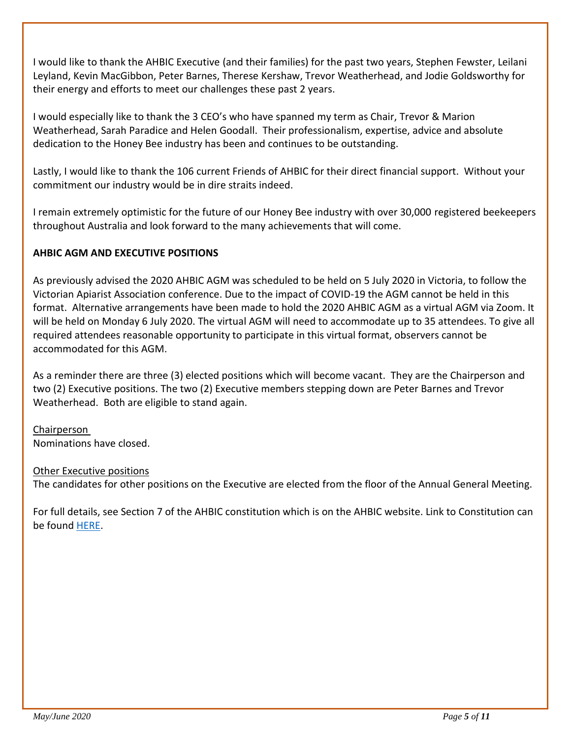I would like to thank the AHBIC Executive (and their families) for the past two years, Stephen Fewster, Leilani Leyland, Kevin MacGibbon, Peter Barnes, Therese Kershaw, Trevor Weatherhead, and Jodie Goldsworthy for their energy and efforts to meet our challenges these past 2 years.

I would especially like to thank the 3 CEO's who have spanned my term as Chair, Trevor & Marion Weatherhead, Sarah Paradice and Helen Goodall. Their professionalism, expertise, advice and absolute dedication to the Honey Bee industry has been and continues to be outstanding.

Lastly, I would like to thank the 106 current Friends of AHBIC for their direct financial support. Without your commitment our industry would be in dire straits indeed.

I remain extremely optimistic for the future of our Honey Bee industry with over 30,000 registered beekeepers throughout Australia and look forward to the many achievements that will come.

**AHBIC AGM AND EXECUTIVE POSITIONS**

As previously advised the 2020 AHBIC AGM was scheduled to be held on 5 July 2020 in Victoria, to follow the Victorian Apiarist Association conference. Due to the impact of COVID-19 the AGM cannot be held in this format. Alternative arrangements have been made to hold the 2020 AHBIC AGM as a virtual AGM via Zoom. It will be held on Monday 6 July 2020. The virtual AGM will need to accommodate up to 35 attendees. To give all required attendees reasonable opportunity to participate in this virtual format, observers cannot be accommodated for this AGM.

As a reminder there are three (3) elected positions which will become vacant. They are the Chairperson and two (2) Executive positions. The two (2) Executive members stepping down are Peter Barnes and Trevor Weatherhead. Both are eligible to stand again.

<u>Chairperson</u>
Nominations have closed.

<u>Other Executive positions</u>
The candidates for other positions on the Executive are elected from the floor of the Annual General Meeting.

For full details, see Section 7 of the AHBIC constitution which is on the AHBIC website. Link to Constitution can be found HERE.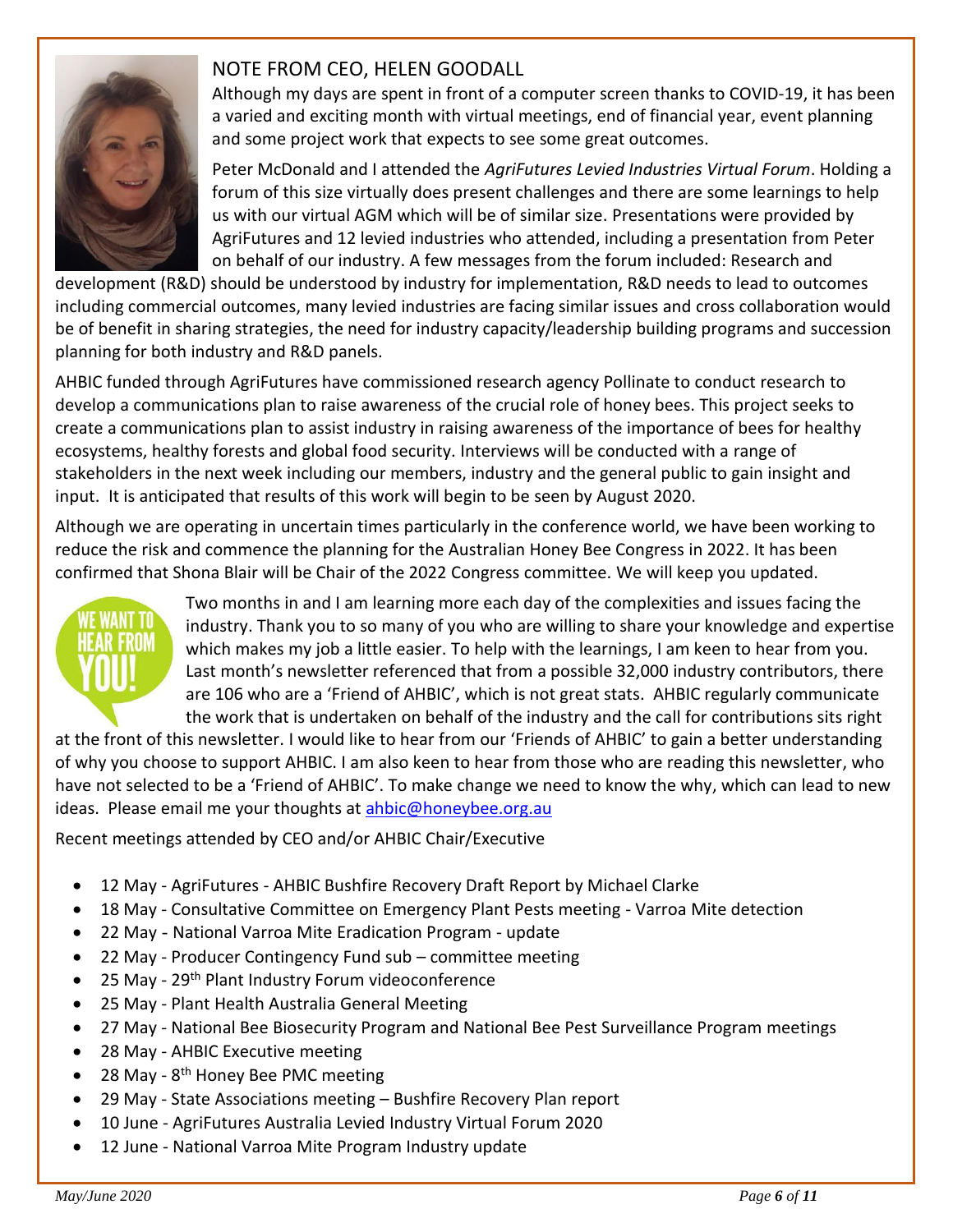## NOTE FROM CEO, HELEN GOODALL

Although my days are spent in front of a computer screen thanks to COVID-19, it has been a varied and exciting month with virtual meetings, end of financial year, event planning and some project work that expects to see some great outcomes.

Peter McDonald and I attended the *AgriFutures Levied Industries Virtual Forum*. Holding a forum of this size virtually does present challenges and there are some learnings to help us with our virtual AGM which will be of similar size. Presentations were provided by AgriFutures and 12 levied industries who attended, including a presentation from Peter on behalf of our industry. A few messages from the forum included: Research and development (R&D) should be understood by industry for implementation, R&D needs to lead to outcomes including commercial outcomes, many levied industries are facing similar issues and cross collaboration would be of benefit in sharing strategies, the need for industry capacity/leadership building programs and succession planning for both industry and R&D panels.

AHBIC funded through AgriFutures have commissioned research agency Pollinate to conduct research to develop a communications plan to raise awareness of the crucial role of honey bees. This project seeks to create a communications plan to assist industry in raising awareness of the importance of bees for healthy ecosystems, healthy forests and global food security. Interviews will be conducted with a range of stakeholders in the next week including our members, industry and the general public to gain insight and input. It is anticipated that results of this work will begin to be seen by August 2020.

Although we are operating in uncertain times particularly in the conference world, we have been working to reduce the risk and commence the planning for the Australian Honey Bee Congress in 2022. It has been confirmed that Shona Blair will be Chair of the 2022 Congress committee. We will keep you updated.

Two months in and I am learning more each day of the complexities and issues facing the industry. Thank you to so many of you who are willing to share your knowledge and expertise which makes my job a little easier. To help with the learnings, I am keen to hear from you. Last month's newsletter referenced that from a possible 32,000 industry contributors, there are 106 who are a 'Friend of AHBIC', which is not great stats. AHBIC regularly communicate the work that is undertaken on behalf of the industry and the call for contributions sits right at the front of this newsletter. I would like to hear from our 'Friends of AHBIC' to gain a better understanding of why you choose to support AHBIC. I am also keen to hear from those who are reading this newsletter, who have not selected to be a 'Friend of AHBIC'. To make change we need to know the why, which can lead to new ideas. Please email me your thoughts at ahbic@honeybee.org.au

Recent meetings attended by CEO and/or AHBIC Chair/Executive

- 12 May - AgriFutures - AHBIC Bushfire Recovery Draft Report by Michael Clarke
- 18 May - Consultative Committee on Emergency Plant Pests meeting - Varroa Mite detection
- 22 May - National Varroa Mite Eradication Program - update
- 22 May - Producer Contingency Fund sub – committee meeting
- 25 May - 29th Plant Industry Forum videoconference
- 25 May - Plant Health Australia General Meeting
- 27 May - National Bee Biosecurity Program and National Bee Pest Surveillance Program meetings
- 28 May - AHBIC Executive meeting
- 28 May - 8th Honey Bee PMC meeting
- 29 May - State Associations meeting – Bushfire Recovery Plan report
- 10 June - AgriFutures Australia Levied Industry Virtual Forum 2020
- 12 June - National Varroa Mite Program Industry update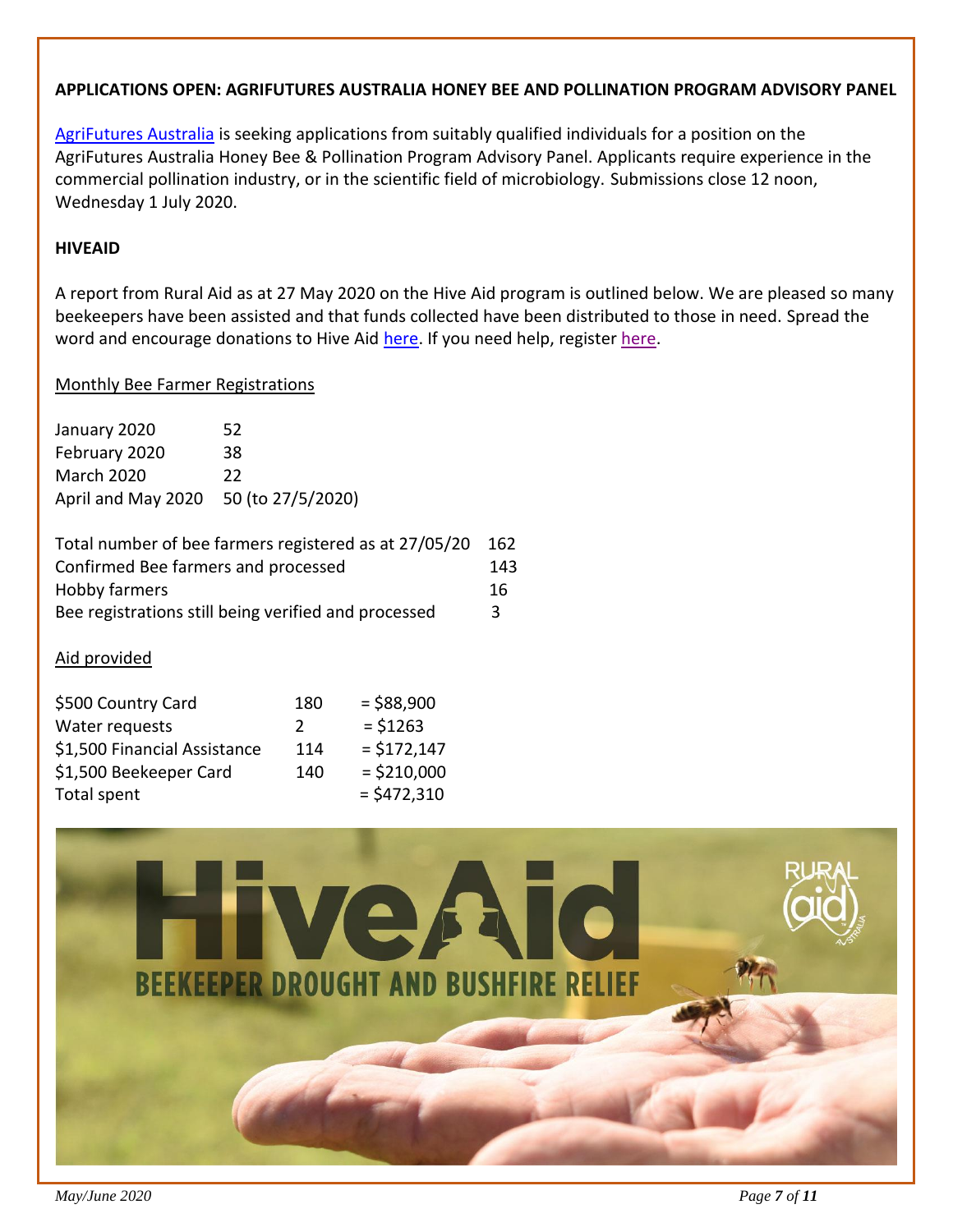**APPLICATIONS OPEN: AGRIFUTURES AUSTRALIA HONEY BEE AND POLLINATION PROGRAM ADVISORY PANEL**

AgriFutures Australia is seeking applications from suitably qualified individuals for a position on the AgriFutures Australia Honey Bee & Pollination Program Advisory Panel. Applicants require experience in the commercial pollination industry, or in the scientific field of microbiology. Submissions close 12 noon, Wednesday 1 July 2020.

**HIVEAID**

A report from Rural Aid as at 27 May 2020 on the Hive Aid program is outlined below. We are pleased so many beekeepers have been assisted and that funds collected have been distributed to those in need. Spread the word and encourage donations to Hive Aid here. If you need help, register here.

Monthly Bee Farmer Registrations

| | |
|---|---|
| January 2020 | 52 |
| February 2020 | 38 |
| March 2020 | 22 |
| April and May 2020 | 50 (to 27/5/2020) |

| | |
|---|---|
| Total number of bee farmers registered as at 27/05/20 | 162 |
| Confirmed Bee farmers and processed | 143 |
| Hobby farmers | 16 |
| Bee registrations still being verified and processed | 3 |

Aid provided

| | | |
|---|---|---|
| $500 Country Card | 180 | = $88,900 |
| Water requests | 2 | = $1263 |
| $1,500 Financial Assistance | 114 | = $172,147 |
| $1,500 Beekeeper Card | 140 | = $210,000 |
| Total spent | | = $472,310 |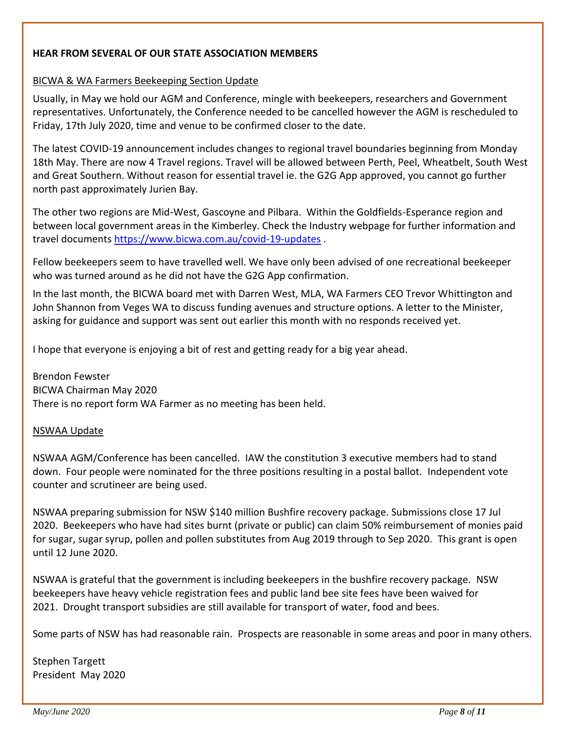**HEAR FROM SEVERAL OF OUR STATE ASSOCIATION MEMBERS**

BICWA & WA Farmers Beekeeping Section Update

Usually, in May we hold our AGM and Conference, mingle with beekeepers, researchers and Government representatives. Unfortunately, the Conference needed to be cancelled however the AGM is rescheduled to Friday, 17th July 2020, time and venue to be confirmed closer to the date.

The latest COVID-19 announcement includes changes to regional travel boundaries beginning from Monday 18th May. There are now 4 Travel regions. Travel will be allowed between Perth, Peel, Wheatbelt, South West and Great Southern. Without reason for essential travel ie. the G2G App approved, you cannot go further north past approximately Jurien Bay.

The other two regions are Mid-West, Gascoyne and Pilbara. Within the Goldfields-Esperance region and between local government areas in the Kimberley. Check the Industry webpage for further information and travel documents https://www.bicwa.com.au/covid-19-updates .

Fellow beekeepers seem to have travelled well. We have only been advised of one recreational beekeeper who was turned around as he did not have the G2G App confirmation.

In the last month, the BICWA board met with Darren West, MLA, WA Farmers CEO Trevor Whittington and John Shannon from Veges WA to discuss funding avenues and structure options. A letter to the Minister, asking for guidance and support was sent out earlier this month with no responds received yet.

I hope that everyone is enjoying a bit of rest and getting ready for a big year ahead.

Brendon Fewster
BICWA Chairman May 2020
There is no report form WA Farmer as no meeting has been held.

NSWAA Update

NSWAA AGM/Conference has been cancelled. IAW the constitution 3 executive members had to stand down. Four people were nominated for the three positions resulting in a postal ballot. Independent vote counter and scrutineer are being used.

NSWAA preparing submission for NSW $140 million Bushfire recovery package. Submissions close 17 Jul 2020. Beekeepers who have had sites burnt (private or public) can claim 50% reimbursement of monies paid for sugar, sugar syrup, pollen and pollen substitutes from Aug 2019 through to Sep 2020. This grant is open until 12 June 2020.

NSWAA is grateful that the government is including beekeepers in the bushfire recovery package. NSW beekeepers have heavy vehicle registration fees and public land bee site fees have been waived for 2021. Drought transport subsidies are still available for transport of water, food and bees.

Some parts of NSW has had reasonable rain. Prospects are reasonable in some areas and poor in many others.

Stephen Targett
President May 2020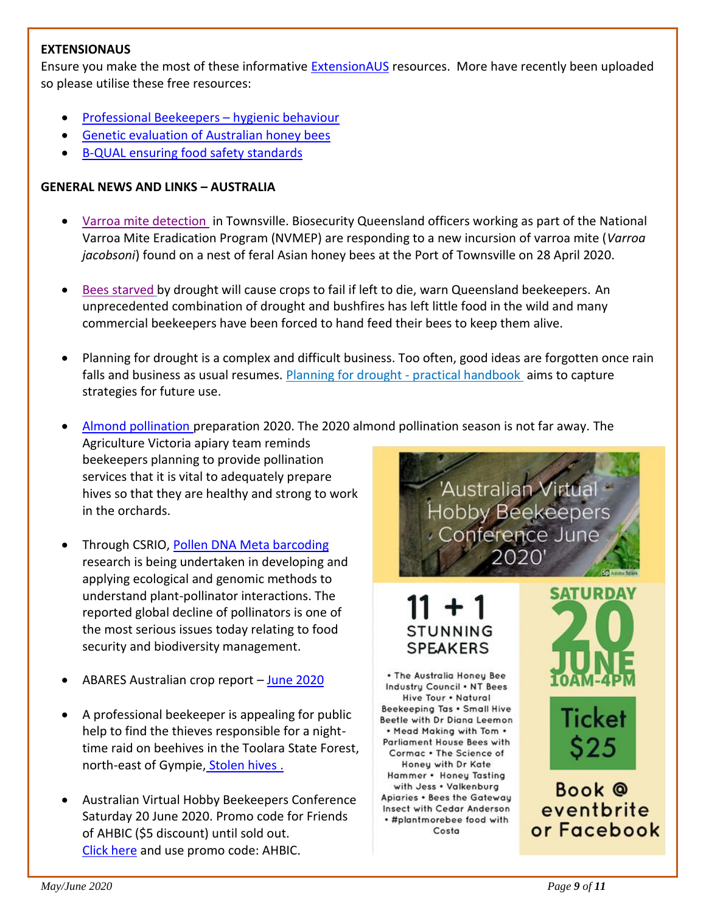**EXTENSIONAUS**

Ensure you make the most of these informative ExtensionAUS resources. More have recently been uploaded so please utilise these free resources:

- Professional Beekeepers – hygienic behaviour
- Genetic evaluation of Australian honey bees
- B-QUAL ensuring food safety standards

**GENERAL NEWS AND LINKS – AUSTRALIA**

- Varroa mite detection in Townsville. Biosecurity Queensland officers working as part of the National Varroa Mite Eradication Program (NVMEP) are responding to a new incursion of varroa mite (*Varroa jacobsoni*) found on a nest of feral Asian honey bees at the Port of Townsville on 28 April 2020.

- Bees starved by drought will cause crops to fail if left to die, warn Queensland beekeepers. An unprecedented combination of drought and bushfires has left little food in the wild and many commercial beekeepers have been forced to hand feed their bees to keep them alive.

- Planning for drought is a complex and difficult business. Too often, good ideas are forgotten once rain falls and business as usual resumes. Planning for drought - practical handbook aims to capture strategies for future use.

- Almond pollination preparation 2020. The 2020 almond pollination season is not far away. The Agriculture Victoria apiary team reminds beekeepers planning to provide pollination services that it is vital to adequately prepare hives so that they are healthy and strong to work in the orchards.

- Through CSRIO, Pollen DNA Meta barcoding research is being undertaken in developing and applying ecological and genomic methods to understand plant-pollinator interactions. The reported global decline of pollinators is one of the most serious issues today relating to food security and biodiversity management.

- ABARES Australian crop report – June 2020

- A professional beekeeper is appealing for public help to find the thieves responsible for a night-time raid on beehives in the Toolara State Forest, north-east of Gympie, Stolen hives .

- Australian Virtual Hobby Beekeepers Conference Saturday 20 June 2020. Promo code for Friends of AHBIC ($5 discount) until sold out. Click here and use promo code: AHBIC.

'Australian Virtual Hobby Beekeepers Conference June 2020'

11 + 1 STUNNING SPEAKERS

• The Australia Honey Bee Industry Council • NT Bees Hive Tour • Natural Beekeeping Tas • Small Hive Beetle with Dr Diana Leemon • Mead Making with Tom • Parliament House Bees with Cormac • The Science of Honey with Dr Kate Hammer • Honey Tasting with Jess • Valkenburg Apiaries • Bees the Gateway Insect with Cedar Anderson • #plantmorebee food with Costa

SATURDAY 20 JUNE 10AM-4PM

Ticket $25

Book @ eventbrite or Facebook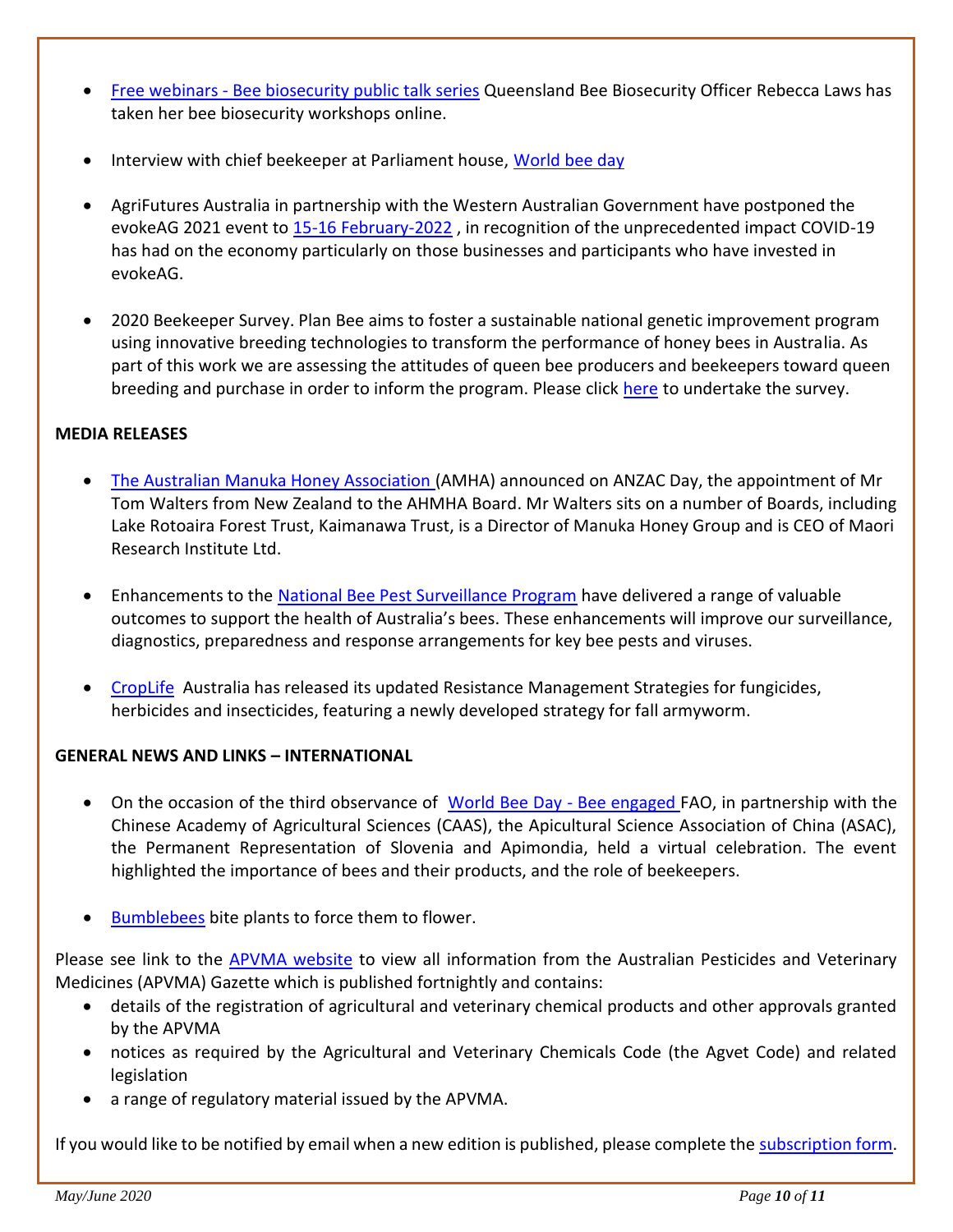- Free webinars - Bee biosecurity public talk series Queensland Bee Biosecurity Officer Rebecca Laws has taken her bee biosecurity workshops online.
- Interview with chief beekeeper at Parliament house, World bee day
- AgriFutures Australia in partnership with the Western Australian Government have postponed the evokeAG 2021 event to 15-16 February-2022 , in recognition of the unprecedented impact COVID-19 has had on the economy particularly on those businesses and participants who have invested in evokeAG.
- 2020 Beekeeper Survey. Plan Bee aims to foster a sustainable national genetic improvement program using innovative breeding technologies to transform the performance of honey bees in Australia. As part of this work we are assessing the attitudes of queen bee producers and beekeepers toward queen breeding and purchase in order to inform the program. Please click here to undertake the survey.

**MEDIA RELEASES**

- The Australian Manuka Honey Association (AMHA) announced on ANZAC Day, the appointment of Mr Tom Walters from New Zealand to the AHMHA Board. Mr Walters sits on a number of Boards, including Lake Rotoaira Forest Trust, Kaimanawa Trust, is a Director of Manuka Honey Group and is CEO of Maori Research Institute Ltd.
- Enhancements to the National Bee Pest Surveillance Program have delivered a range of valuable outcomes to support the health of Australia's bees. These enhancements will improve our surveillance, diagnostics, preparedness and response arrangements for key bee pests and viruses.
- CropLife Australia has released its updated Resistance Management Strategies for fungicides, herbicides and insecticides, featuring a newly developed strategy for fall armyworm.

**GENERAL NEWS AND LINKS – INTERNATIONAL**

- On the occasion of the third observance of World Bee Day - Bee engaged FAO, in partnership with the Chinese Academy of Agricultural Sciences (CAAS), the Apicultural Science Association of China (ASAC), the Permanent Representation of Slovenia and Apimondia, held a virtual celebration. The event highlighted the importance of bees and their products, and the role of beekeepers.
- Bumblebees bite plants to force them to flower.

Please see link to the APVMA website to view all information from the Australian Pesticides and Veterinary Medicines (APVMA) Gazette which is published fortnightly and contains:

- details of the registration of agricultural and veterinary chemical products and other approvals granted by the APVMA
- notices as required by the Agricultural and Veterinary Chemicals Code (the Agvet Code) and related legislation
- a range of regulatory material issued by the APVMA.

If you would like to be notified by email when a new edition is published, please complete the subscription form.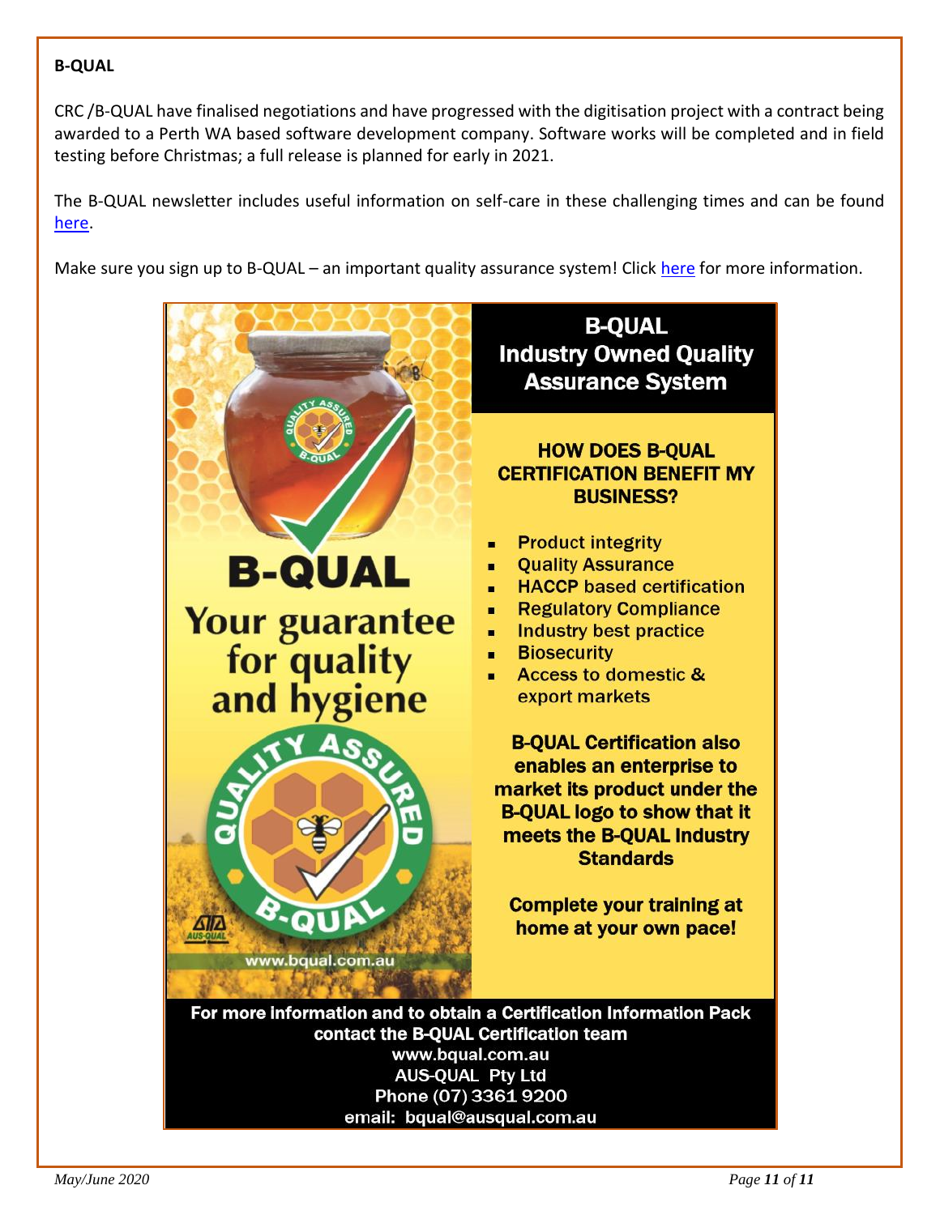**B-QUAL**

CRC /B-QUAL have finalised negotiations and have progressed with the digitisation project with a contract being awarded to a Perth WA based software development company. Software works will be completed and in field testing before Christmas; a full release is planned for early in 2021.

The B-QUAL newsletter includes useful information on self-care in these challenging times and can be found here.

Make sure you sign up to B-QUAL – an important quality assurance system! Click here for more information.

**B-QUAL**

Your guarantee for quality and hygiene

www.bqual.com.au

**B-QUAL Industry Owned Quality Assurance System**

**HOW DOES B-QUAL CERTIFICATION BENEFIT MY BUSINESS?**

- Product integrity
- Quality Assurance
- HACCP based certification
- Regulatory Compliance
- Industry best practice
- Biosecurity
- Access to domestic & export markets

**B-QUAL Certification also enables an enterprise to market its product under the B-QUAL logo to show that it meets the B-QUAL Industry Standards**

**Complete your training at home at your own pace!**

**For more information and to obtain a Certification Information Pack contact the B-QUAL Certification team**
**www.bqual.com.au**
**AUS-QUAL Pty Ltd**
**Phone (07) 3361 9200**
**email: bqual@ausqual.com.au**